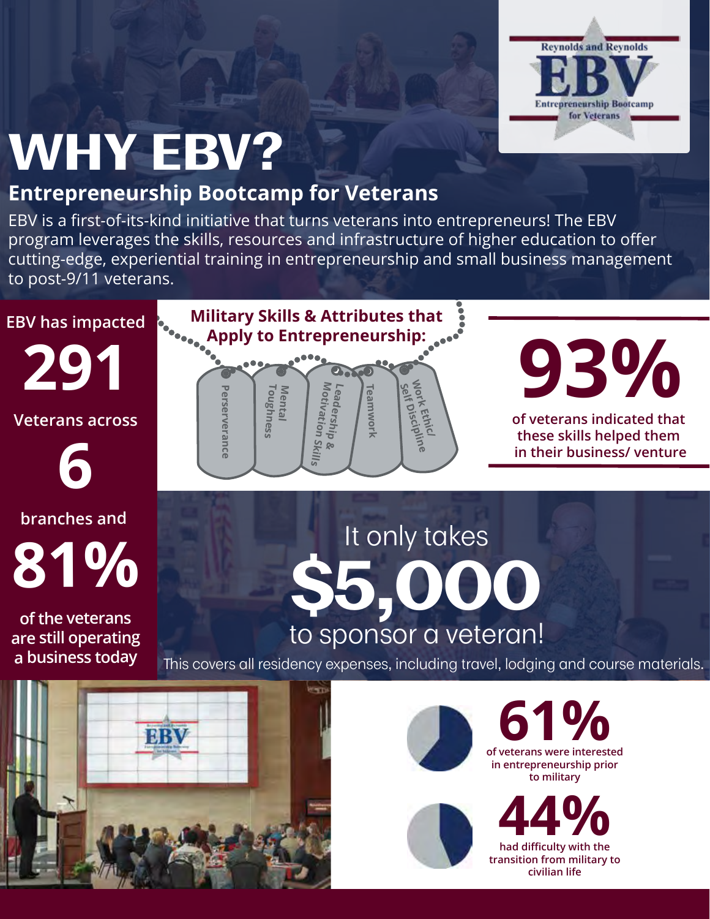Reynolds and Reynolds
EBV
Entrepreneurship Bootcamp for Veterans

# WHY EBV?

## Entrepreneurship Bootcamp for Veterans

EBV is a first-of-its-kind initiative that turns veterans into entrepreneurs! The EBV program leverages the skills, resources and infrastructure of higher education to offer cutting-edge, experiential training in entrepreneurship and small business management to post-9/11 veterans.

EBV has impacted

**291**

Veterans across

**6**

branches and

**81%**

of the veterans are still operating a business today

### Military Skills & Attributes that Apply to Entrepreneurship:

- Perserverance
- Mental Toughness
- Leadership & Motivation Skills
- Teamwork
- Work Ethic/ Self Discipline

**93%**

of veterans indicated that these skills helped them in their business/ venture

It only takes

**$5,000**

to sponsor a veteran!

This covers all residency expenses, including travel, lodging and course materials.

**61%**

of veterans were interested in entrepreneurship prior to military

**44%**

had difficulty with the transition from military to civilian life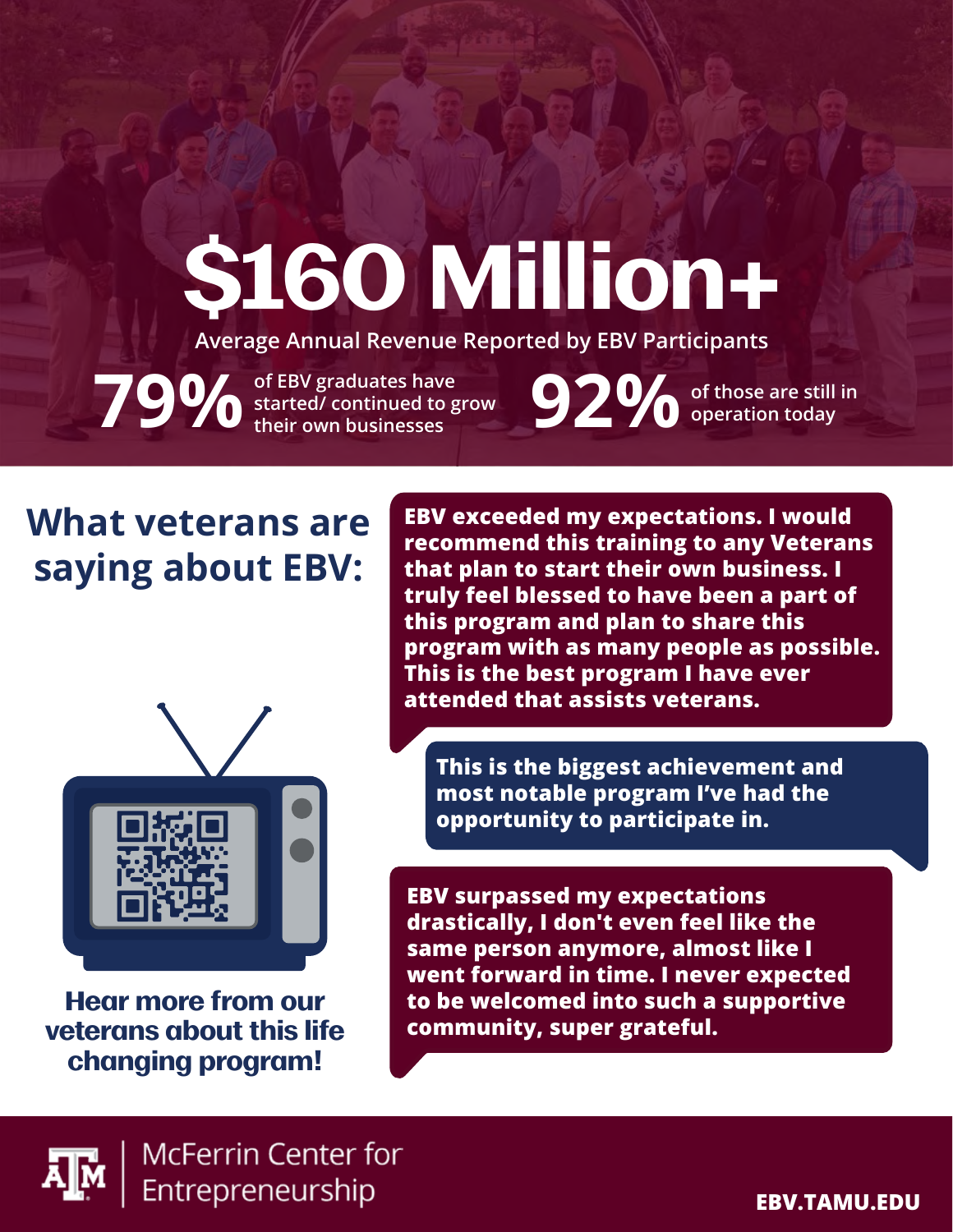# $160 Million+

**Average Annual Revenue Reported by EBV Participants**

**79%** of EBV graduates have started/ continued to grow their own businesses

**92%** of those are still in operation today

## What veterans are saying about EBV:

**EBV exceeded my expectations. I would recommend this training to any Veterans that plan to start their own business. I truly feel blessed to have been a part of this program and plan to share this program with as many people as possible. This is the best program I have ever attended that assists veterans.**

**This is the biggest achievement and most notable program I've had the opportunity to participate in.**

**EBV surpassed my expectations drastically, I don't even feel like the same person anymore, almost like I went forward in time. I never expected to be welcomed into such a supportive community, super grateful.**

**Hear more from our veterans about this life changing program!**

McFerrin Center for Entrepreneurship

**EBV.TAMU.EDU**